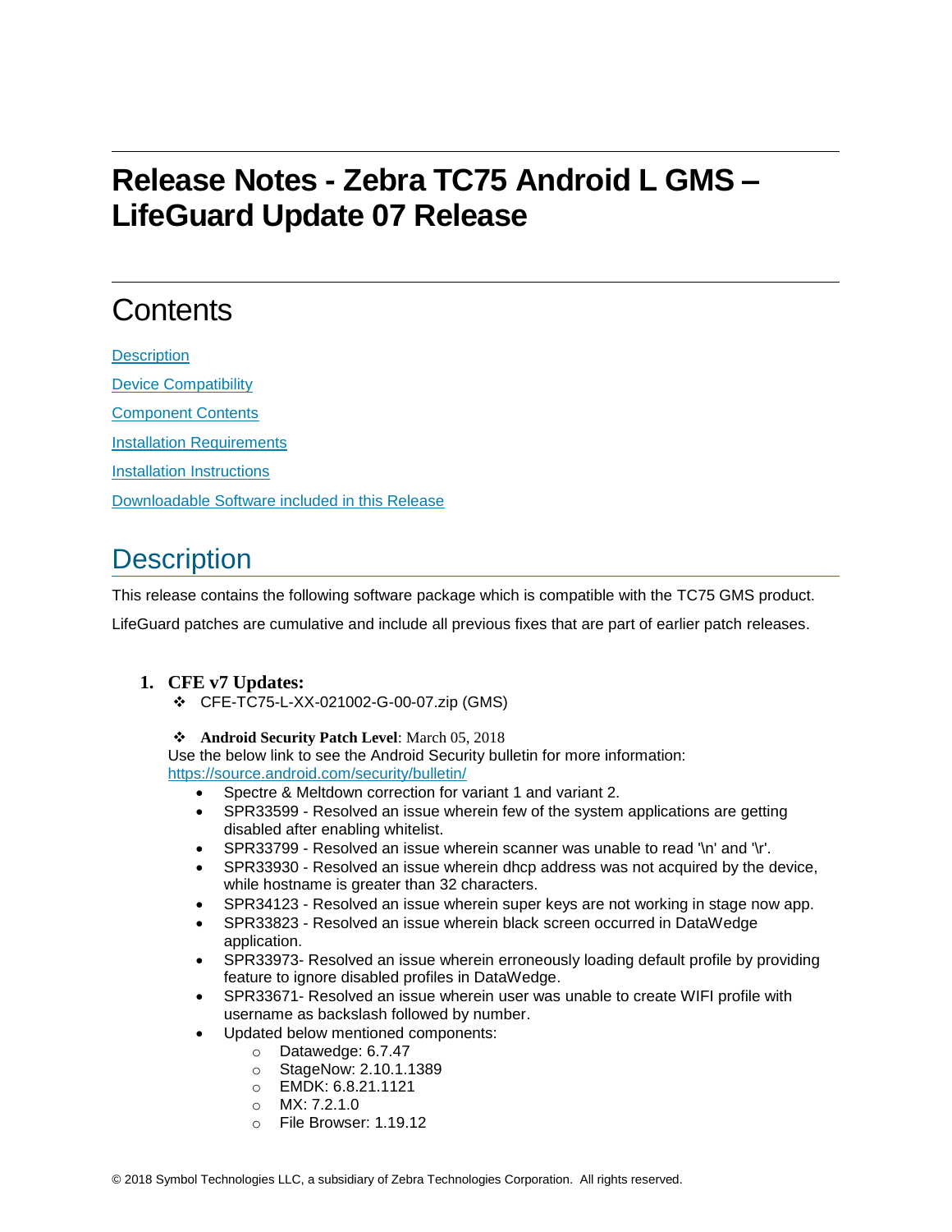# Release Notes - Zebra TC75 Android L GMS – LifeGuard Update 07 Release

## Contents

[Description](#description)

[Device Compatibility](#device-compatibility)

[Component Contents](#component-contents)

[Installation Requirements](#installation-requirements)

[Installation Instructions](#installation-instructions)

[Downloadable Software included in this Release](#downloadable-software-included-in-this-release)

## Description

This release contains the following software package which is compatible with the TC75 GMS product.

LifeGuard patches are cumulative and include all previous fixes that are part of earlier patch releases.

1. **CFE v7 Updates:**
   - ❖ CFE-TC75-L-XX-021002-G-00-07.zip (GMS)

   - ❖ **Android Security Patch Level**: March 05, 2018

   Use the below link to see the Android Security bulletin for more information: https://source.android.com/security/bulletin/

   - Spectre & Meltdown correction for variant 1 and variant 2.
   - SPR33599 - Resolved an issue wherein few of the system applications are getting disabled after enabling whitelist.
   - SPR33799 - Resolved an issue wherein scanner was unable to read '\n' and '\r'.
   - SPR33930 - Resolved an issue wherein dhcp address was not acquired by the device, while hostname is greater than 32 characters.
   - SPR34123 - Resolved an issue wherein super keys are not working in stage now app.
   - SPR33823 - Resolved an issue wherein black screen occurred in DataWedge application.
   - SPR33973- Resolved an issue wherein erroneously loading default profile by providing feature to ignore disabled profiles in DataWedge.
   - SPR33671- Resolved an issue wherein user was unable to create WIFI profile with username as backslash followed by number.
   - Updated below mentioned components:
     - Datawedge: 6.7.47
     - StageNow: 2.10.1.1389
     - EMDK: 6.8.21.1121
     - MX: 7.2.1.0
     - File Browser: 1.19.12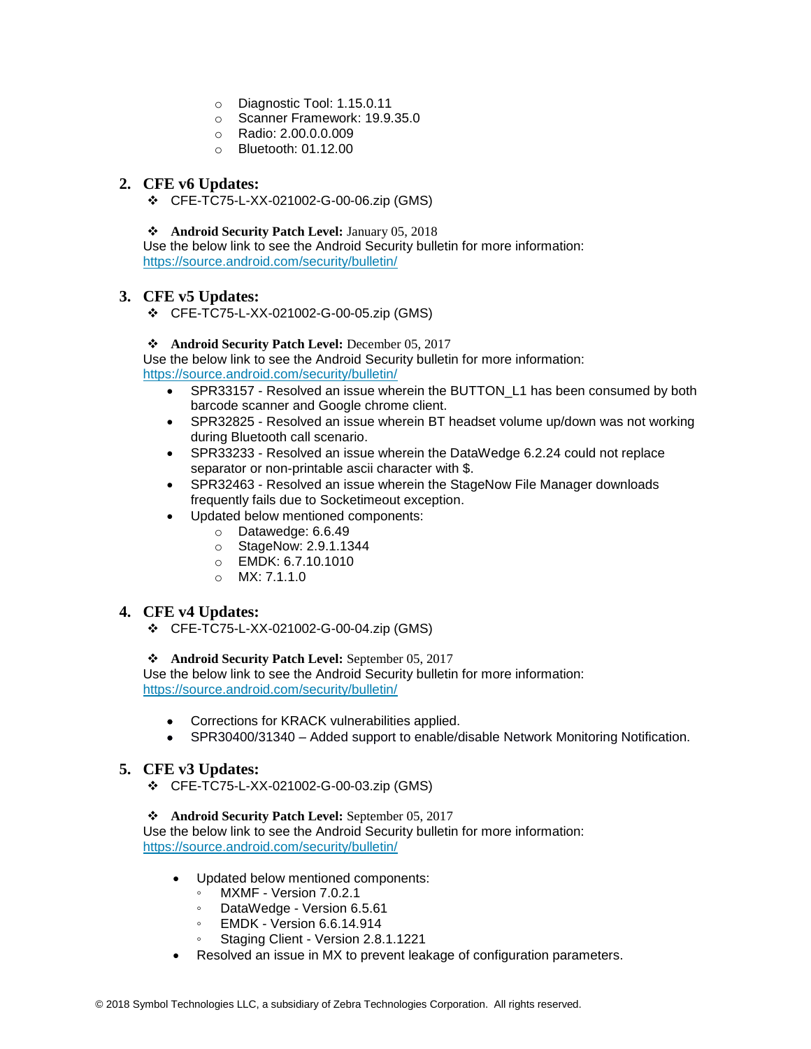- Diagnostic Tool: 1.15.0.11
    - Scanner Framework: 19.9.35.0
    - Radio: 2.00.0.0.009
    - Bluetooth: 01.12.00

## 2. CFE v6 Updates:

- ❖ CFE-TC75-L-XX-021002-G-00-06.zip (GMS)

- ❖ **Android Security Patch Level:** January 05, 2018

Use the below link to see the Android Security bulletin for more information:
[https://source.android.com/security/bulletin/](https://source.android.com/security/bulletin/)

## 3. CFE v5 Updates:

- ❖ CFE-TC75-L-XX-021002-G-00-05.zip (GMS)

- ❖ **Android Security Patch Level:** December 05, 2017

Use the below link to see the Android Security bulletin for more information:
[https://source.android.com/security/bulletin/](https://source.android.com/security/bulletin/)

- SPR33157 - Resolved an issue wherein the BUTTON_L1 has been consumed by both barcode scanner and Google chrome client.
- SPR32825 - Resolved an issue wherein BT headset volume up/down was not working during Bluetooth call scenario.
- SPR33233 - Resolved an issue wherein the DataWedge 6.2.24 could not replace separator or non-printable ascii character with $.
- SPR32463 - Resolved an issue wherein the StageNow File Manager downloads frequently fails due to Socketimeout exception.
- Updated below mentioned components:
    - Datawedge: 6.6.49
    - StageNow: 2.9.1.1344
    - EMDK: 6.7.10.1010
    - MX: 7.1.1.0

## 4. CFE v4 Updates:

- ❖ CFE-TC75-L-XX-021002-G-00-04.zip (GMS)

- ❖ **Android Security Patch Level:** September 05, 2017

Use the below link to see the Android Security bulletin for more information:
[https://source.android.com/security/bulletin/](https://source.android.com/security/bulletin/)

- Corrections for KRACK vulnerabilities applied.
- SPR30400/31340 – Added support to enable/disable Network Monitoring Notification.

## 5. CFE v3 Updates:

- ❖ CFE-TC75-L-XX-021002-G-00-03.zip (GMS)

- ❖ **Android Security Patch Level:** September 05, 2017

Use the below link to see the Android Security bulletin for more information:
[https://source.android.com/security/bulletin/](https://source.android.com/security/bulletin/)

- Updated below mentioned components:
    - MXMF - Version 7.0.2.1
    - DataWedge - Version 6.5.61
    - EMDK - Version 6.6.14.914
    - Staging Client - Version 2.8.1.1221
- Resolved an issue in MX to prevent leakage of configuration parameters.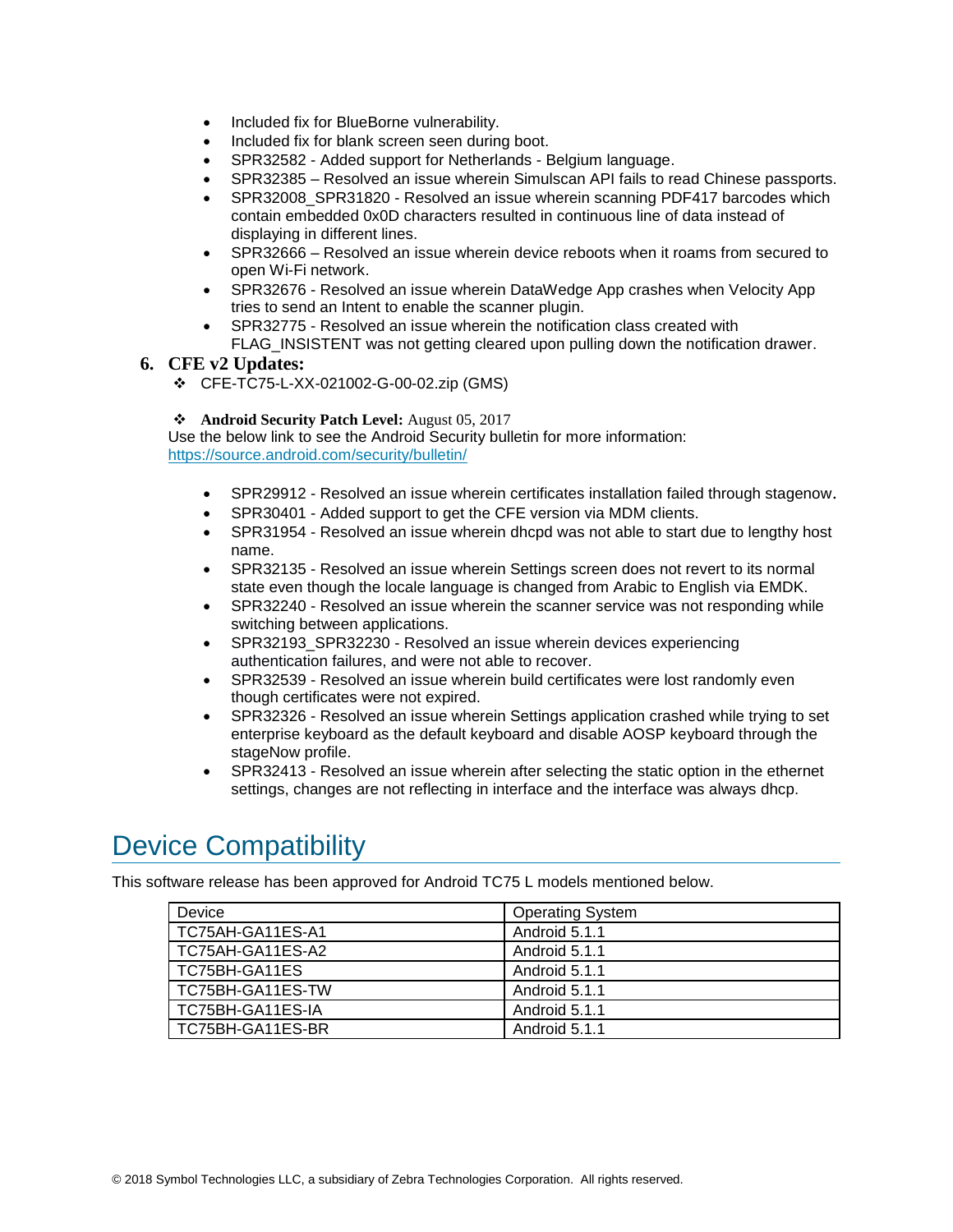- Included fix for BlueBorne vulnerability.
- Included fix for blank screen seen during boot.
- SPR32582 - Added support for Netherlands - Belgium language.
- SPR32385 – Resolved an issue wherein Simulscan API fails to read Chinese passports.
- SPR32008_SPR31820 - Resolved an issue wherein scanning PDF417 barcodes which contain embedded 0x0D characters resulted in continuous line of data instead of displaying in different lines.
- SPR32666 – Resolved an issue wherein device reboots when it roams from secured to open Wi-Fi network.
- SPR32676 - Resolved an issue wherein DataWedge App crashes when Velocity App tries to send an Intent to enable the scanner plugin.
- SPR32775 - Resolved an issue wherein the notification class created with FLAG_INSISTENT was not getting cleared upon pulling down the notification drawer.

6. **CFE v2 Updates:**

   ❖ CFE-TC75-L-XX-021002-G-00-02.zip (GMS)

   ❖ **Android Security Patch Level:** August 05, 2017

   Use the below link to see the Android Security bulletin for more information: https://source.android.com/security/bulletin/

   - SPR29912 - Resolved an issue wherein certificates installation failed through stagenow.
   - SPR30401 - Added support to get the CFE version via MDM clients.
   - SPR31954 - Resolved an issue wherein dhcpd was not able to start due to lengthy host name.
   - SPR32135 - Resolved an issue wherein Settings screen does not revert to its normal state even though the locale language is changed from Arabic to English via EMDK.
   - SPR32240 - Resolved an issue wherein the scanner service was not responding while switching between applications.
   - SPR32193_SPR32230 - Resolved an issue wherein devices experiencing authentication failures, and were not able to recover.
   - SPR32539 - Resolved an issue wherein build certificates were lost randomly even though certificates were not expired.
   - SPR32326 - Resolved an issue wherein Settings application crashed while trying to set enterprise keyboard as the default keyboard and disable AOSP keyboard through the stageNow profile.
   - SPR32413 - Resolved an issue wherein after selecting the static option in the ethernet settings, changes are not reflecting in interface and the interface was always dhcp.

# Device Compatibility

This software release has been approved for Android TC75 L models mentioned below.

| Device | Operating System |
|---|---|
| TC75AH-GA11ES-A1 | Android 5.1.1 |
| TC75AH-GA11ES-A2 | Android 5.1.1 |
| TC75BH-GA11ES | Android 5.1.1 |
| TC75BH-GA11ES-TW | Android 5.1.1 |
| TC75BH-GA11ES-IA | Android 5.1.1 |
| TC75BH-GA11ES-BR | Android 5.1.1 |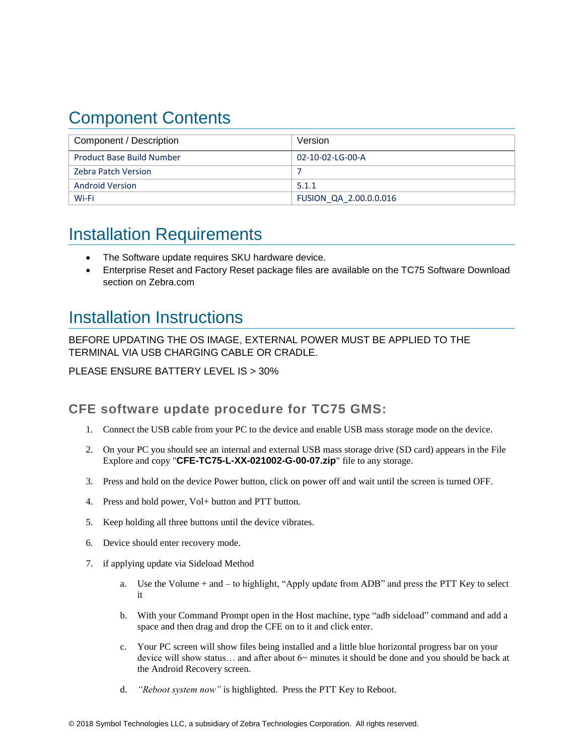## Component Contents

| Component / Description | Version |
|---|---|
| Product Base Build Number | 02-10-02-LG-00-A |
| Zebra Patch Version | 7 |
| Android Version | 5.1.1 |
| Wi-Fi | FUSION_QA_2.00.0.0.016 |

## Installation Requirements

- The Software update requires SKU hardware device.
- Enterprise Reset and Factory Reset package files are available on the TC75 Software Download section on Zebra.com

## Installation Instructions

BEFORE UPDATING THE OS IMAGE, EXTERNAL POWER MUST BE APPLIED TO THE TERMINAL VIA USB CHARGING CABLE OR CRADLE.

PLEASE ENSURE BATTERY LEVEL IS > 30%

### CFE software update procedure for TC75 GMS:

1. Connect the USB cable from your PC to the device and enable USB mass storage mode on the device.
2. On your PC you should see an internal and external USB mass storage drive (SD card) appears in the File Explore and copy "**CFE-TC75-L-XX-021002-G-00-07.zip**" file to any storage.
3. Press and hold on the device Power button, click on power off and wait until the screen is turned OFF.
4. Press and hold power, Vol+ button and PTT button.
5. Keep holding all three buttons until the device vibrates.
6. Device should enter recovery mode.
7. if applying update via Sideload Method
   a. Use the Volume + and – to highlight, "Apply update from ADB" and press the PTT Key to select it
   b. With your Command Prompt open in the Host machine, type "adb sideload" command and add a space and then drag and drop the CFE on to it and click enter.
   c. Your PC screen will show files being installed and a little blue horizontal progress bar on your device will show status… and after about 6~ minutes it should be done and you should be back at the Android Recovery screen.
   d. *"Reboot system now"* is highlighted. Press the PTT Key to Reboot.

© 2018 Symbol Technologies LLC, a subsidiary of Zebra Technologies Corporation. All rights reserved.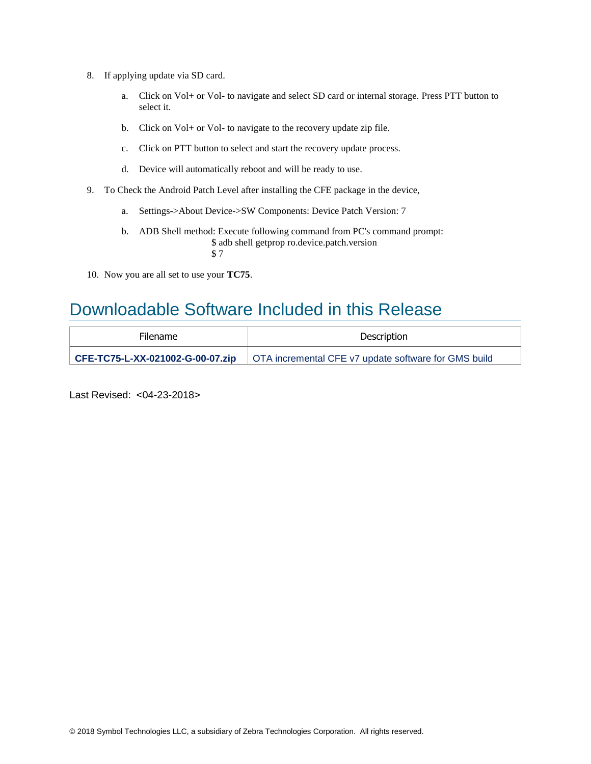8. If applying update via SD card.

   a. Click on Vol+ or Vol- to navigate and select SD card or internal storage. Press PTT button to select it.

   b. Click on Vol+ or Vol- to navigate to the recovery update zip file.

   c. Click on PTT button to select and start the recovery update process.

   d. Device will automatically reboot and will be ready to use.

9. To Check the Android Patch Level after installing the CFE package in the device,

   a. Settings->About Device->SW Components: Device Patch Version: 7

   b. ADB Shell method: Execute following command from PC's command prompt:
      $ adb shell getprop ro.device.patch.version
      $ 7

10. Now you are all set to use your **TC75**.

## Downloadable Software Included in this Release

| Filename | Description |
| --- | --- |
| **CFE-TC75-L-XX-021002-G-00-07.zip** | OTA incremental CFE v7 update software for GMS build |

Last Revised: <04-23-2018>

© 2018 Symbol Technologies LLC, a subsidiary of Zebra Technologies Corporation. All rights reserved.